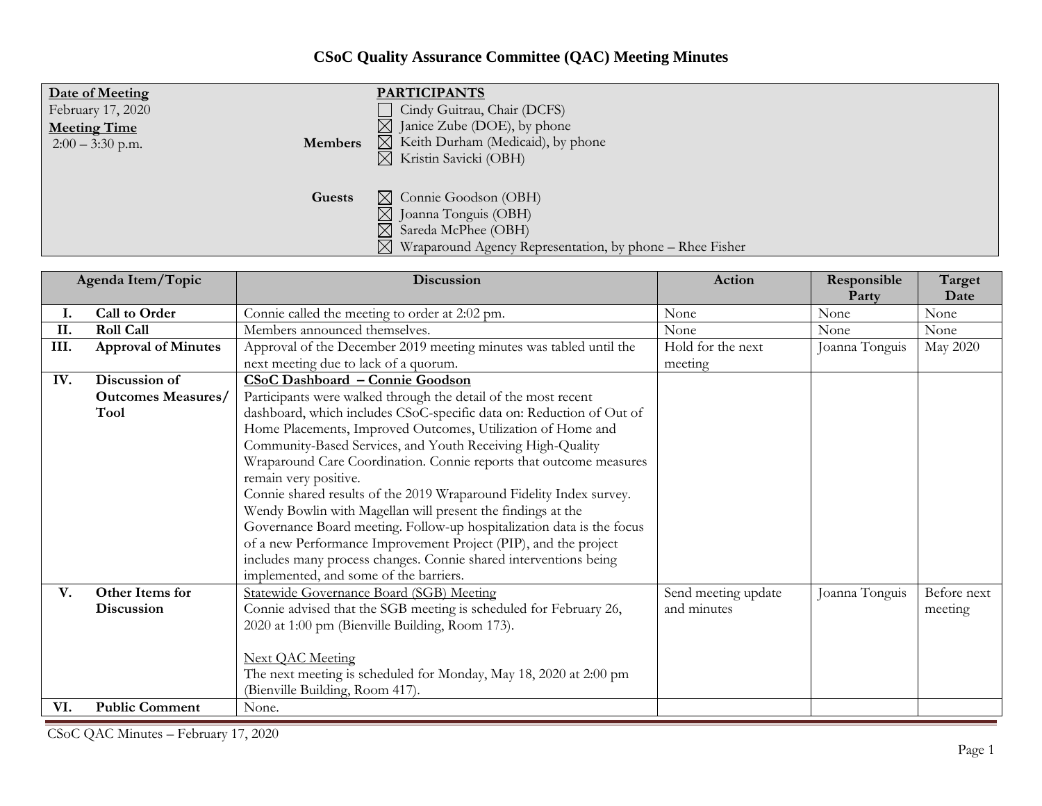# CSoC Quality Assurance Committee (QAC) Meeting Minutes

**Date of Meeting**
February 17, 2020

**Meeting Time**
2:00 – 3:30 p.m.

**PARTICIPANTS**

**Members**
- ☐ Cindy Guitrau, Chair (DCFS)
- ☒ Janice Zube (DOE), by phone
- ☒ Keith Durham (Medicaid), by phone
- ☒ Kristin Savicki (OBH)

**Guests**
- ☒ Connie Goodson (OBH)
- ☒ Joanna Tonguis (OBH)
- ☒ Sareda McPhee (OBH)
- ☒ Wraparound Agency Representation, by phone – Rhee Fisher

| Agenda Item/Topic | | Discussion | Action | Responsible Party | Target Date |
|---|---|---|---|---|---|
| I. | Call to Order | Connie called the meeting to order at 2:02 pm. | None | None | None |
| II. | Roll Call | Members announced themselves. | None | None | None |
| III. | Approval of Minutes | Approval of the December 2019 meeting minutes was tabled until the next meeting due to lack of a quorum. | Hold for the next meeting | Joanna Tonguis | May 2020 |
| IV. | Discussion of Outcomes Measures/ Tool | **CSoC Dashboard – Connie Goodson**<br>Participants were walked through the detail of the most recent dashboard, which includes CSoC-specific data on: Reduction of Out of Home Placements, Improved Outcomes, Utilization of Home and Community-Based Services, and Youth Receiving High-Quality Wraparound Care Coordination. Connie reports that outcome measures remain very positive.<br>Connie shared results of the 2019 Wraparound Fidelity Index survey. Wendy Bowlin with Magellan will present the findings at the Governance Board meeting. Follow-up hospitalization data is the focus of a new Performance Improvement Project (PIP), and the project includes many process changes. Connie shared interventions being implemented, and some of the barriers. | | | |
| V. | Other Items for Discussion | Statewide Governance Board (SGB) Meeting<br>Connie advised that the SGB meeting is scheduled for February 26, 2020 at 1:00 pm (Bienville Building, Room 173).<br><br>Next QAC Meeting<br>The next meeting is scheduled for Monday, May 18, 2020 at 2:00 pm (Bienville Building, Room 417). | Send meeting update and minutes | Joanna Tonguis | Before next meeting |
| VI. | Public Comment | None. | | | |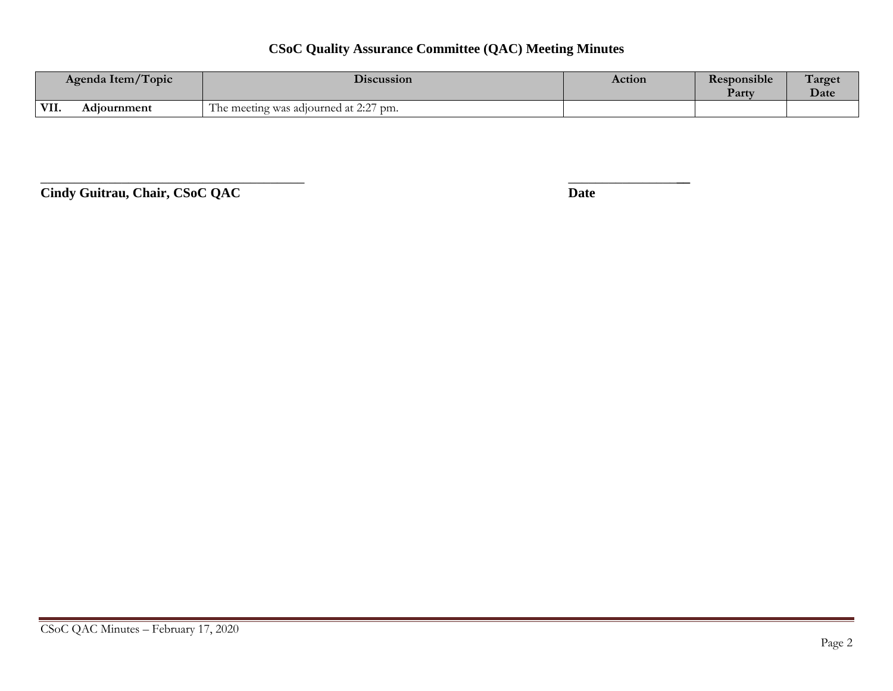# CSoC Quality Assurance Committee (QAC) Meeting Minutes

| Agenda Item/Topic | Discussion | Action | Responsible Party | Target Date |
|---|---|---|---|---|
| **VII. Adjournment** | The meeting was adjourned at 2:27 pm. | | | |

\_\_\_\_\_\_\_\_\_\_\_\_\_\_\_\_\_\_\_\_\_\_\_\_\_\_\_\_\_\_\_\_\_\_\_\_\_\_\_\_\_\_
**Cindy Guitrau, Chair, CSoC QAC**

\_\_\_\_\_\_\_\_\_\_\_\_\_\_\_\_\_\_\_\_
**Date**